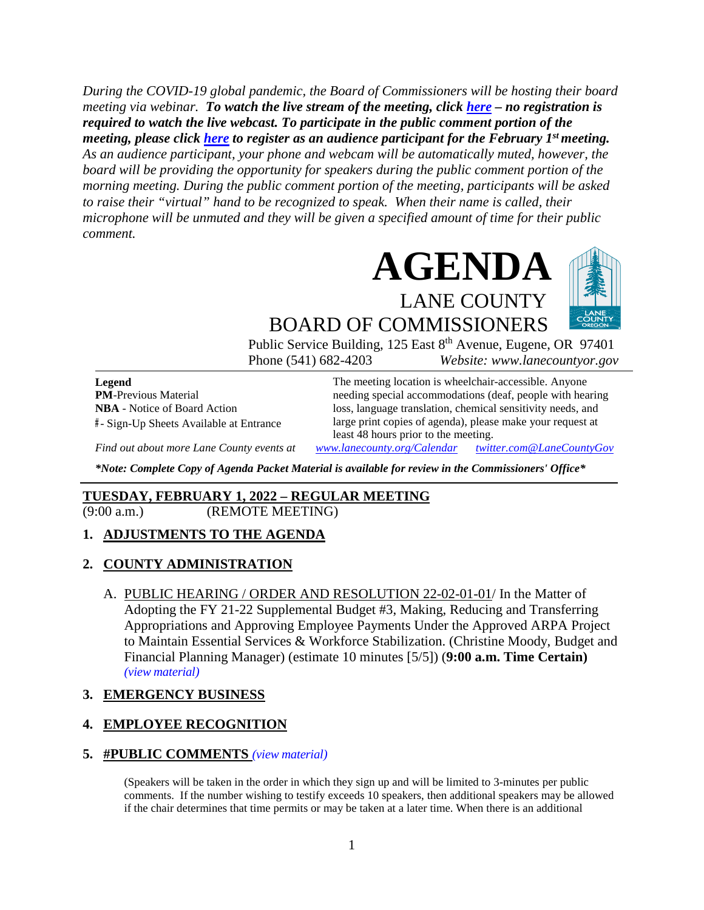*During the COVID-19 global pandemic, the Board of Commissioners will be hosting their board meeting via webinar.* ***To watch the live stream of the meeting, click [here](#) – no registration is required to watch the live webcast. To participate in the public comment portion of the meeting, please click [here](#) to register as an audience participant for the February 1st meeting.*** *As an audience participant, your phone and webcam will be automatically muted, however, the board will be providing the opportunity for speakers during the public comment portion of the morning meeting. During the public comment portion of the meeting, participants will be asked to raise their "virtual" hand to be recognized to speak. When their name is called, their microphone will be unmuted and they will be given a specified amount of time for their public comment.*

# AGENDA

## LANE COUNTY BOARD OF COMMISSIONERS

Public Service Building, 125 East 8th Avenue, Eugene, OR 97401
Phone (541) 682-4203 *Website: www.lanecountyor.gov*

**Legend**
**PM**-Previous Material
**NBA** - Notice of Board Action
#- Sign-Up Sheets Available at Entrance

The meeting location is wheelchair-accessible. Anyone needing special accommodations (deaf, people with hearing loss, language translation, chemical sensitivity needs, and large print copies of agenda), please make your request at least 48 hours prior to the meeting.

*Find out about more Lane County events at* *www.lanecounty.org/Calendar* *twitter.com@LaneCountyGov*

***Note: Complete Copy of Agenda Packet Material is available for review in the Commissioners' Office***

## TUESDAY, FEBRUARY 1, 2022 – REGULAR MEETING
(9:00 a.m.) (REMOTE MEETING)

1. **ADJUSTMENTS TO THE AGENDA**

2. **COUNTY ADMINISTRATION**

   A. PUBLIC HEARING / ORDER AND RESOLUTION 22-02-01-01/ In the Matter of Adopting the FY 21-22 Supplemental Budget #3, Making, Reducing and Transferring Appropriations and Approving Employee Payments Under the Approved ARPA Project to Maintain Essential Services & Workforce Stabilization. (Christine Moody, Budget and Financial Planning Manager) (estimate 10 minutes [5/5]) (**9:00 a.m. Time Certain)** *(view material)*

3. **EMERGENCY BUSINESS**

4. **EMPLOYEE RECOGNITION**

5. **#PUBLIC COMMENTS** *(view material)*

   (Speakers will be taken in the order in which they sign up and will be limited to 3-minutes per public comments. If the number wishing to testify exceeds 10 speakers, then additional speakers may be allowed if the chair determines that time permits or may be taken at a later time. When there is an additional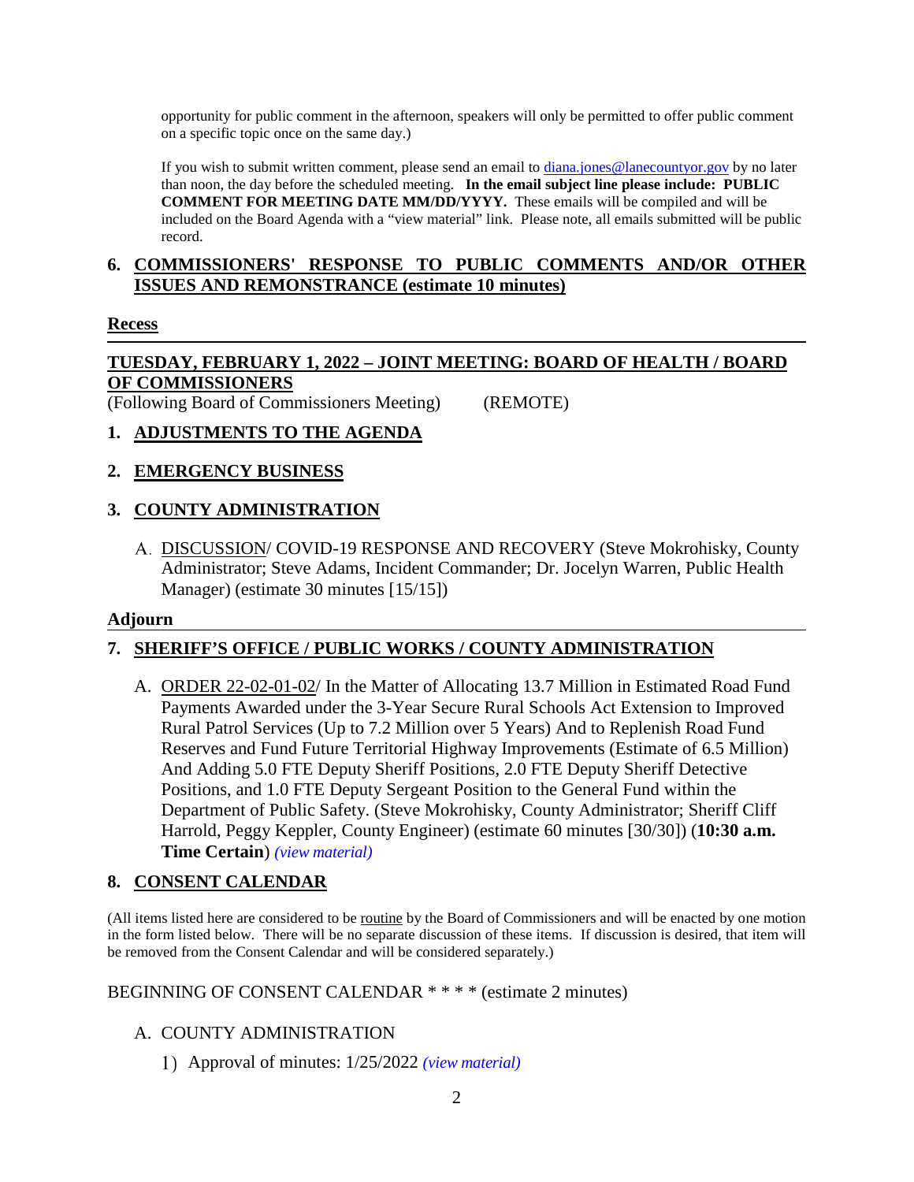opportunity for public comment in the afternoon, speakers will only be permitted to offer public comment on a specific topic once on the same day.)

If you wish to submit written comment, please send an email to diana.jones@lanecountyor.gov by no later than noon, the day before the scheduled meeting. **In the email subject line please include: PUBLIC COMMENT FOR MEETING DATE MM/DD/YYYY.** These emails will be compiled and will be included on the Board Agenda with a "view material" link. Please note, all emails submitted will be public record.

## 6. COMMISSIONERS' RESPONSE TO PUBLIC COMMENTS AND/OR OTHER ISSUES AND REMONSTRANCE (estimate 10 minutes)

**Recess**

---

## TUESDAY, FEBRUARY 1, 2022 – JOINT MEETING: BOARD OF HEALTH / BOARD OF COMMISSIONERS

(Following Board of Commissioners Meeting) (REMOTE)

## 1. ADJUSTMENTS TO THE AGENDA

## 2. EMERGENCY BUSINESS

## 3. COUNTY ADMINISTRATION

A. DISCUSSION/ COVID-19 RESPONSE AND RECOVERY (Steve Mokrohisky, County Administrator; Steve Adams, Incident Commander; Dr. Jocelyn Warren, Public Health Manager) (estimate 30 minutes [15/15])

**Adjourn**

---

## 7. SHERIFF'S OFFICE / PUBLIC WORKS / COUNTY ADMINISTRATION

A. ORDER 22-02-01-02/ In the Matter of Allocating 13.7 Million in Estimated Road Fund Payments Awarded under the 3-Year Secure Rural Schools Act Extension to Improved Rural Patrol Services (Up to 7.2 Million over 5 Years) And to Replenish Road Fund Reserves and Fund Future Territorial Highway Improvements (Estimate of 6.5 Million) And Adding 5.0 FTE Deputy Sheriff Positions, 2.0 FTE Deputy Sheriff Detective Positions, and 1.0 FTE Deputy Sergeant Position to the General Fund within the Department of Public Safety. (Steve Mokrohisky, County Administrator; Sheriff Cliff Harrold, Peggy Keppler, County Engineer) (estimate 60 minutes [30/30]) (**10:30 a.m. Time Certain**) *(view material)*

## 8. CONSENT CALENDAR

(All items listed here are considered to be routine by the Board of Commissioners and will be enacted by one motion in the form listed below. There will be no separate discussion of these items. If discussion is desired, that item will be removed from the Consent Calendar and will be considered separately.)

BEGINNING OF CONSENT CALENDAR * * * * (estimate 2 minutes)

A. COUNTY ADMINISTRATION

1) Approval of minutes: 1/25/2022 *(view material)*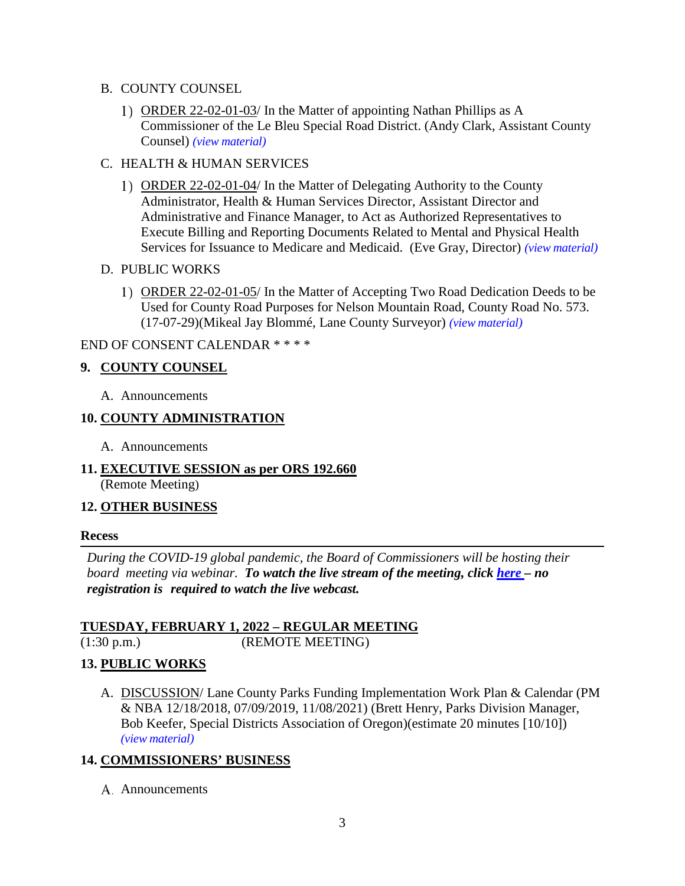B. COUNTY COUNSEL

1) ORDER 22-02-01-03/ In the Matter of appointing Nathan Phillips as A Commissioner of the Le Bleu Special Road District. (Andy Clark, Assistant County Counsel) *(view material)*

C. HEALTH & HUMAN SERVICES

1) ORDER 22-02-01-04/ In the Matter of Delegating Authority to the County Administrator, Health & Human Services Director, Assistant Director and Administrative and Finance Manager, to Act as Authorized Representatives to Execute Billing and Reporting Documents Related to Mental and Physical Health Services for Issuance to Medicare and Medicaid. (Eve Gray, Director) *(view material)*

D. PUBLIC WORKS

1) ORDER 22-02-01-05/ In the Matter of Accepting Two Road Dedication Deeds to be Used for County Road Purposes for Nelson Mountain Road, County Road No. 573. (17-07-29)(Mikeal Jay Blommé, Lane County Surveyor) *(view material)*

END OF CONSENT CALENDAR * * * *

## 9. COUNTY COUNSEL

A. Announcements

## 10. COUNTY ADMINISTRATION

A. Announcements

## 11. EXECUTIVE SESSION as per ORS 192.660

(Remote Meeting)

## 12. OTHER BUSINESS

**Recess**

---

*During the COVID-19 global pandemic, the Board of Commissioners will be hosting their board meeting via webinar.* ***To watch the live stream of the meeting, click here – no registration is required to watch the live webcast.***

## TUESDAY, FEBRUARY 1, 2022 – REGULAR MEETING

(1:30 p.m.) (REMOTE MEETING)

## 13. PUBLIC WORKS

A. DISCUSSION/ Lane County Parks Funding Implementation Work Plan & Calendar (PM & NBA 12/18/2018, 07/09/2019, 11/08/2021) (Brett Henry, Parks Division Manager, Bob Keefer, Special Districts Association of Oregon)(estimate 20 minutes [10/10]) *(view material)*

## 14. COMMISSIONERS' BUSINESS

A. Announcements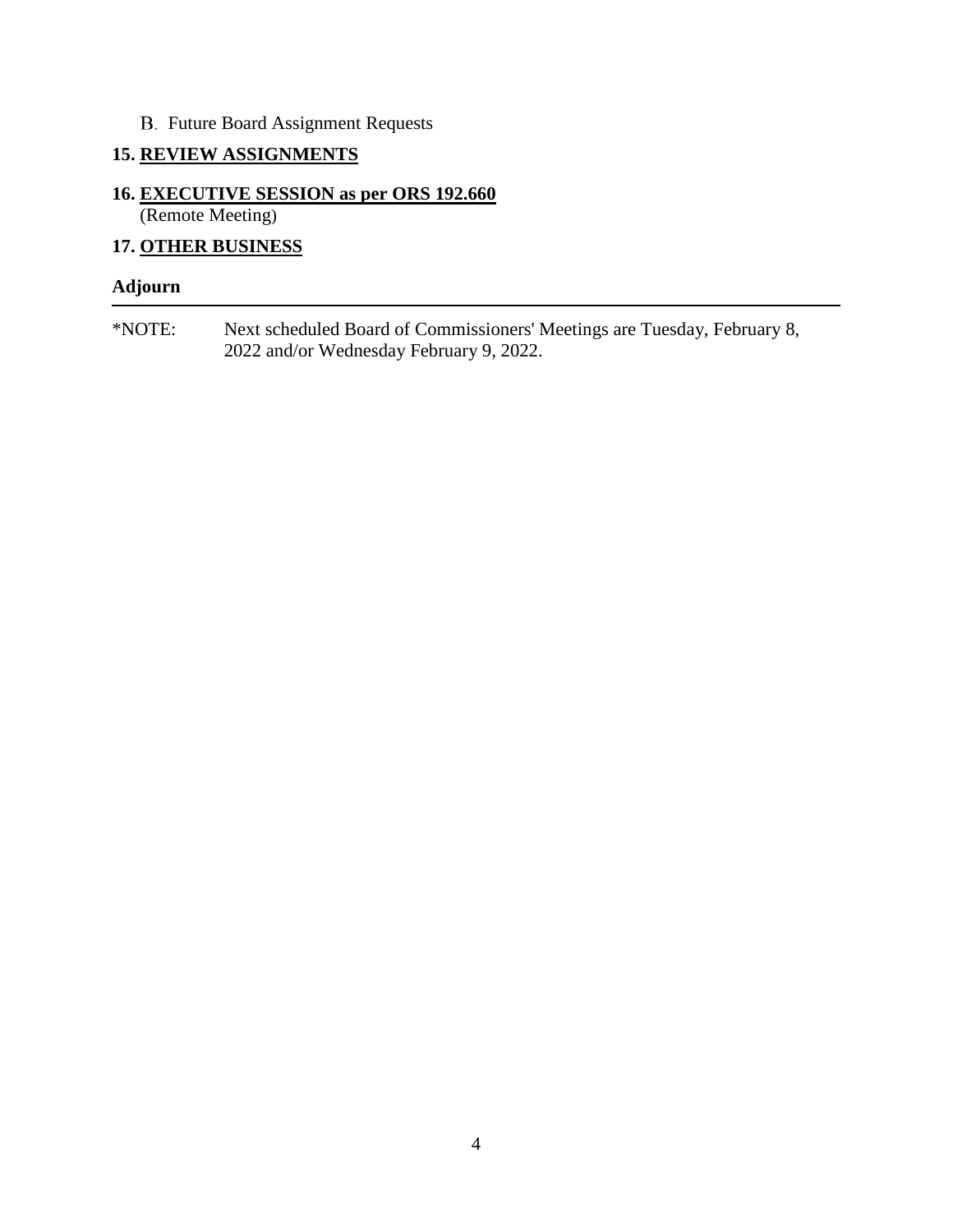B. Future Board Assignment Requests

**15. <u>REVIEW ASSIGNMENTS</u>**

**16. <u>EXECUTIVE SESSION as per ORS 192.660</u>**
(Remote Meeting)

**17. <u>OTHER BUSINESS</u>**

**Adjourn**

---

*NOTE: Next scheduled Board of Commissioners' Meetings are Tuesday, February 8, 2022 and/or Wednesday February 9, 2022.